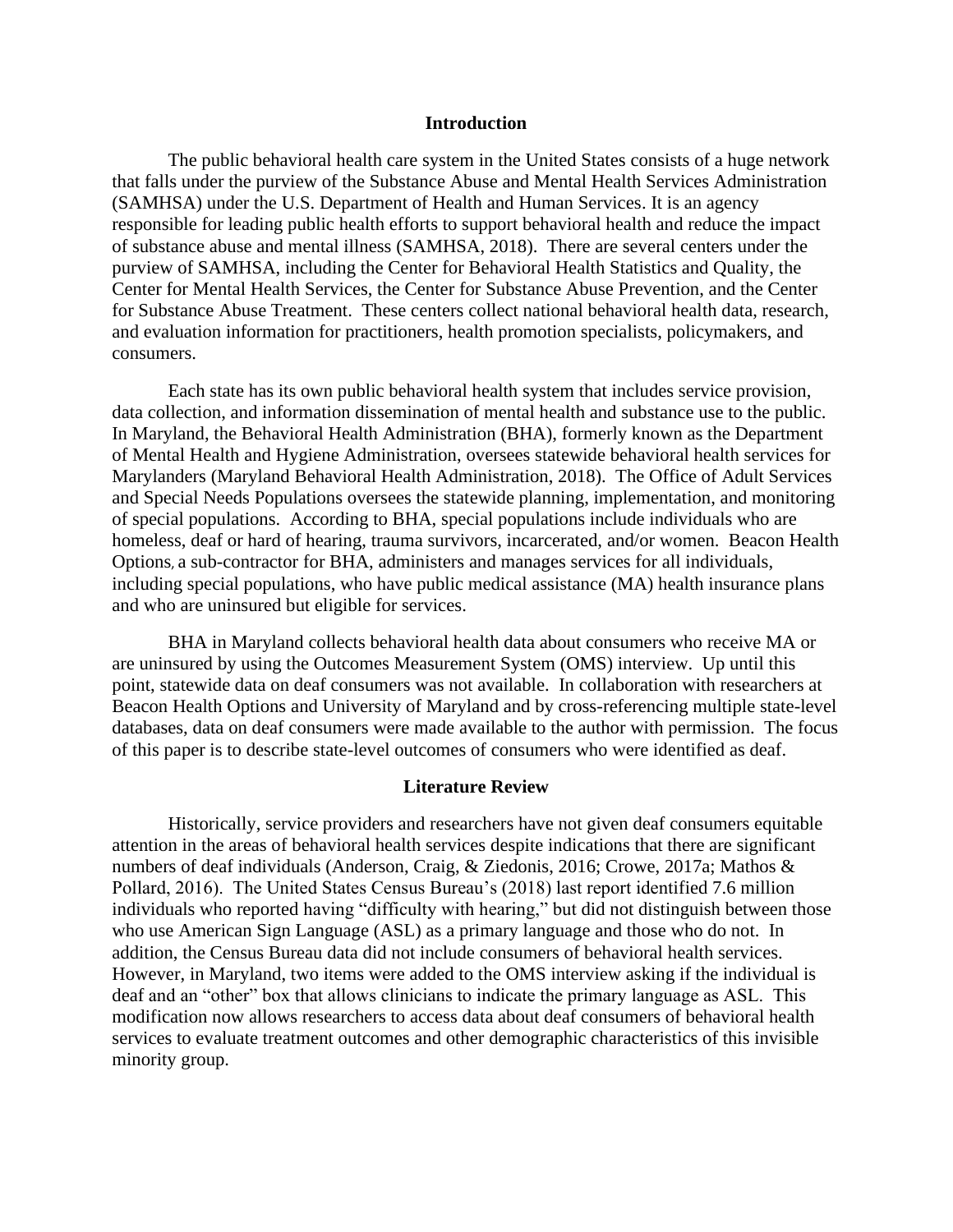## Introduction

The public behavioral health care system in the United States consists of a huge network that falls under the purview of the Substance Abuse and Mental Health Services Administration (SAMHSA) under the U.S. Department of Health and Human Services. It is an agency responsible for leading public health efforts to support behavioral health and reduce the impact of substance abuse and mental illness (SAMHSA, 2018). There are several centers under the purview of SAMHSA, including the Center for Behavioral Health Statistics and Quality, the Center for Mental Health Services, the Center for Substance Abuse Prevention, and the Center for Substance Abuse Treatment. These centers collect national behavioral health data, research, and evaluation information for practitioners, health promotion specialists, policymakers, and consumers.

Each state has its own public behavioral health system that includes service provision, data collection, and information dissemination of mental health and substance use to the public. In Maryland, the Behavioral Health Administration (BHA), formerly known as the Department of Mental Health and Hygiene Administration, oversees statewide behavioral health services for Marylanders (Maryland Behavioral Health Administration, 2018). The Office of Adult Services and Special Needs Populations oversees the statewide planning, implementation, and monitoring of special populations. According to BHA, special populations include individuals who are homeless, deaf or hard of hearing, trauma survivors, incarcerated, and/or women. Beacon Health Options, a sub-contractor for BHA, administers and manages services for all individuals, including special populations, who have public medical assistance (MA) health insurance plans and who are uninsured but eligible for services.

BHA in Maryland collects behavioral health data about consumers who receive MA or are uninsured by using the Outcomes Measurement System (OMS) interview. Up until this point, statewide data on deaf consumers was not available. In collaboration with researchers at Beacon Health Options and University of Maryland and by cross-referencing multiple state-level databases, data on deaf consumers were made available to the author with permission. The focus of this paper is to describe state-level outcomes of consumers who were identified as deaf.

## Literature Review

Historically, service providers and researchers have not given deaf consumers equitable attention in the areas of behavioral health services despite indications that there are significant numbers of deaf individuals (Anderson, Craig, & Ziedonis, 2016; Crowe, 2017a; Mathos & Pollard, 2016). The United States Census Bureau's (2018) last report identified 7.6 million individuals who reported having "difficulty with hearing," but did not distinguish between those who use American Sign Language (ASL) as a primary language and those who do not. In addition, the Census Bureau data did not include consumers of behavioral health services. However, in Maryland, two items were added to the OMS interview asking if the individual is deaf and an "other" box that allows clinicians to indicate the primary language as ASL. This modification now allows researchers to access data about deaf consumers of behavioral health services to evaluate treatment outcomes and other demographic characteristics of this invisible minority group.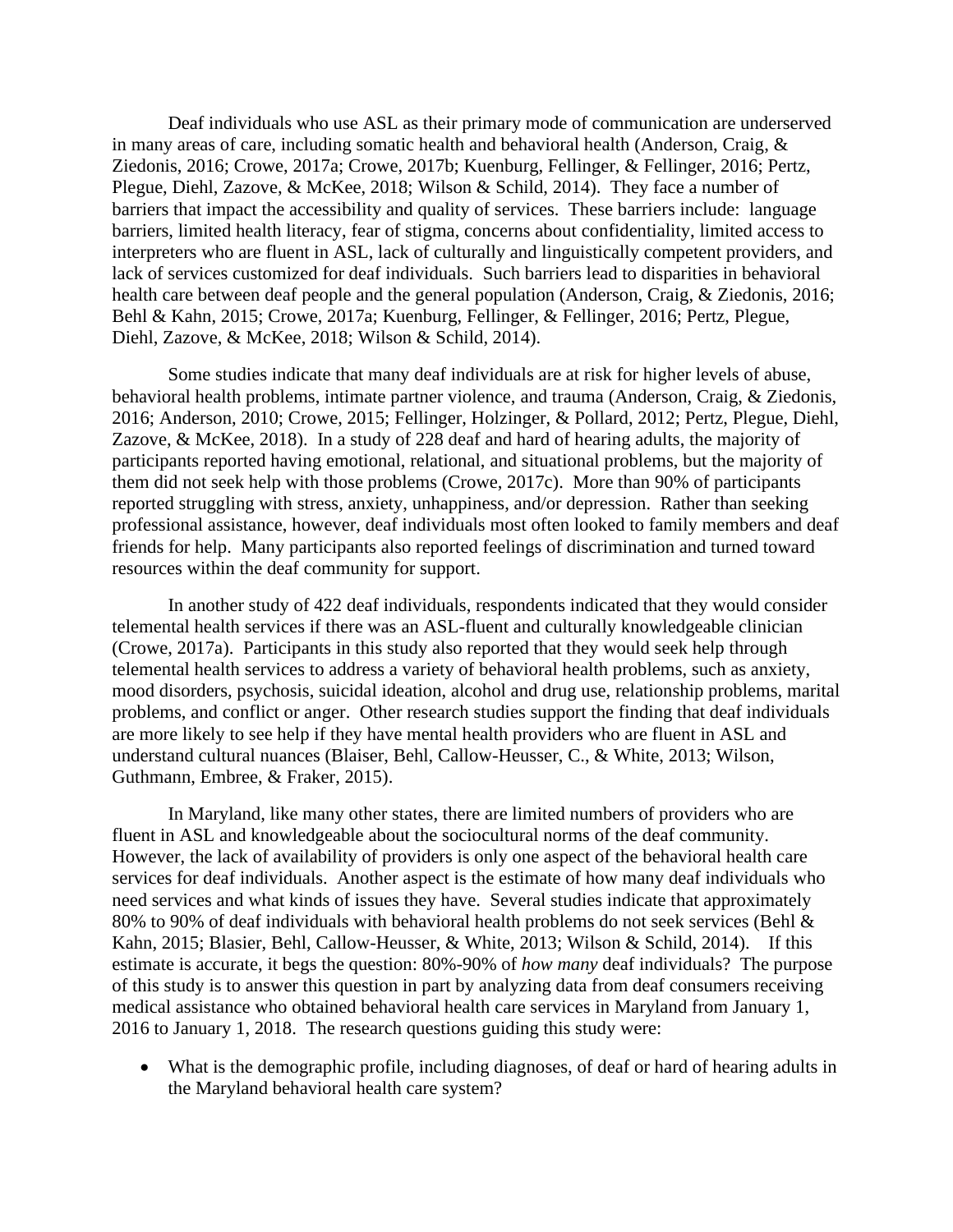Deaf individuals who use ASL as their primary mode of communication are underserved in many areas of care, including somatic health and behavioral health (Anderson, Craig, & Ziedonis, 2016; Crowe, 2017a; Crowe, 2017b; Kuenburg, Fellinger, & Fellinger, 2016; Pertz, Plegue, Diehl, Zazove, & McKee, 2018; Wilson & Schild, 2014). They face a number of barriers that impact the accessibility and quality of services. These barriers include: language barriers, limited health literacy, fear of stigma, concerns about confidentiality, limited access to interpreters who are fluent in ASL, lack of culturally and linguistically competent providers, and lack of services customized for deaf individuals. Such barriers lead to disparities in behavioral health care between deaf people and the general population (Anderson, Craig, & Ziedonis, 2016; Behl & Kahn, 2015; Crowe, 2017a; Kuenburg, Fellinger, & Fellinger, 2016; Pertz, Plegue, Diehl, Zazove, & McKee, 2018; Wilson & Schild, 2014).

Some studies indicate that many deaf individuals are at risk for higher levels of abuse, behavioral health problems, intimate partner violence, and trauma (Anderson, Craig, & Ziedonis, 2016; Anderson, 2010; Crowe, 2015; Fellinger, Holzinger, & Pollard, 2012; Pertz, Plegue, Diehl, Zazove, & McKee, 2018). In a study of 228 deaf and hard of hearing adults, the majority of participants reported having emotional, relational, and situational problems, but the majority of them did not seek help with those problems (Crowe, 2017c). More than 90% of participants reported struggling with stress, anxiety, unhappiness, and/or depression. Rather than seeking professional assistance, however, deaf individuals most often looked to family members and deaf friends for help. Many participants also reported feelings of discrimination and turned toward resources within the deaf community for support.

In another study of 422 deaf individuals, respondents indicated that they would consider telemental health services if there was an ASL-fluent and culturally knowledgeable clinician (Crowe, 2017a). Participants in this study also reported that they would seek help through telemental health services to address a variety of behavioral health problems, such as anxiety, mood disorders, psychosis, suicidal ideation, alcohol and drug use, relationship problems, marital problems, and conflict or anger. Other research studies support the finding that deaf individuals are more likely to see help if they have mental health providers who are fluent in ASL and understand cultural nuances (Blaiser, Behl, Callow-Heusser, C., & White, 2013; Wilson, Guthmann, Embree, & Fraker, 2015).

In Maryland, like many other states, there are limited numbers of providers who are fluent in ASL and knowledgeable about the sociocultural norms of the deaf community. However, the lack of availability of providers is only one aspect of the behavioral health care services for deaf individuals. Another aspect is the estimate of how many deaf individuals who need services and what kinds of issues they have. Several studies indicate that approximately 80% to 90% of deaf individuals with behavioral health problems do not seek services (Behl & Kahn, 2015; Blasier, Behl, Callow-Heusser, & White, 2013; Wilson & Schild, 2014). If this estimate is accurate, it begs the question: 80%-90% of *how many* deaf individuals? The purpose of this study is to answer this question in part by analyzing data from deaf consumers receiving medical assistance who obtained behavioral health care services in Maryland from January 1, 2016 to January 1, 2018. The research questions guiding this study were:

- What is the demographic profile, including diagnoses, of deaf or hard of hearing adults in the Maryland behavioral health care system?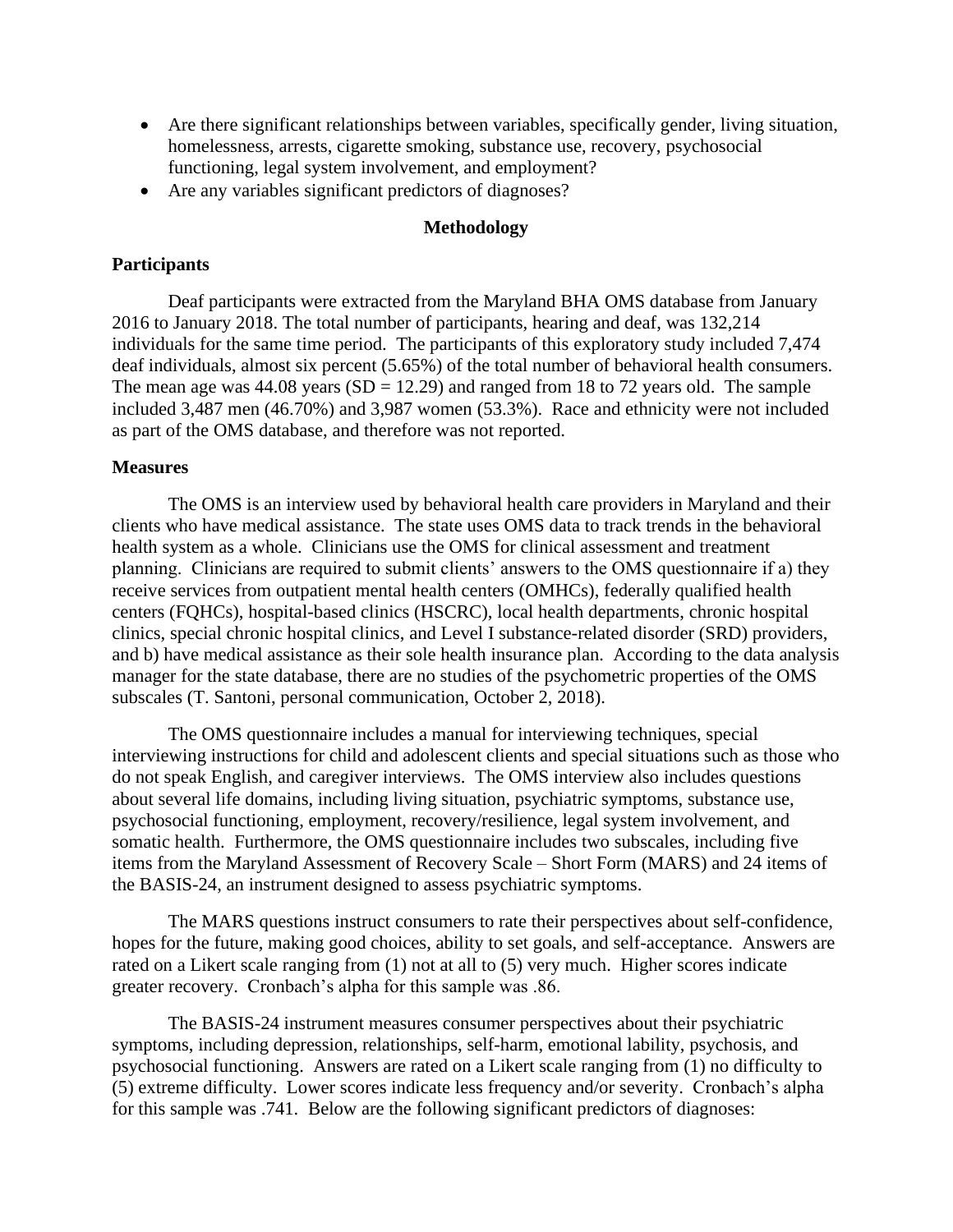- Are there significant relationships between variables, specifically gender, living situation, homelessness, arrests, cigarette smoking, substance use, recovery, psychosocial functioning, legal system involvement, and employment?
- Are any variables significant predictors of diagnoses?

## Methodology

### Participants

Deaf participants were extracted from the Maryland BHA OMS database from January 2016 to January 2018. The total number of participants, hearing and deaf, was 132,214 individuals for the same time period. The participants of this exploratory study included 7,474 deaf individuals, almost six percent (5.65%) of the total number of behavioral health consumers. The mean age was 44.08 years (SD = 12.29) and ranged from 18 to 72 years old. The sample included 3,487 men (46.70%) and 3,987 women (53.3%). Race and ethnicity were not included as part of the OMS database, and therefore was not reported.

### Measures

The OMS is an interview used by behavioral health care providers in Maryland and their clients who have medical assistance. The state uses OMS data to track trends in the behavioral health system as a whole. Clinicians use the OMS for clinical assessment and treatment planning. Clinicians are required to submit clients' answers to the OMS questionnaire if a) they receive services from outpatient mental health centers (OMHCs), federally qualified health centers (FQHCs), hospital-based clinics (HSCRC), local health departments, chronic hospital clinics, special chronic hospital clinics, and Level I substance-related disorder (SRD) providers, and b) have medical assistance as their sole health insurance plan. According to the data analysis manager for the state database, there are no studies of the psychometric properties of the OMS subscales (T. Santoni, personal communication, October 2, 2018).

The OMS questionnaire includes a manual for interviewing techniques, special interviewing instructions for child and adolescent clients and special situations such as those who do not speak English, and caregiver interviews. The OMS interview also includes questions about several life domains, including living situation, psychiatric symptoms, substance use, psychosocial functioning, employment, recovery/resilience, legal system involvement, and somatic health. Furthermore, the OMS questionnaire includes two subscales, including five items from the Maryland Assessment of Recovery Scale – Short Form (MARS) and 24 items of the BASIS-24, an instrument designed to assess psychiatric symptoms.

The MARS questions instruct consumers to rate their perspectives about self-confidence, hopes for the future, making good choices, ability to set goals, and self-acceptance. Answers are rated on a Likert scale ranging from (1) not at all to (5) very much. Higher scores indicate greater recovery. Cronbach's alpha for this sample was .86.

The BASIS-24 instrument measures consumer perspectives about their psychiatric symptoms, including depression, relationships, self-harm, emotional lability, psychosis, and psychosocial functioning. Answers are rated on a Likert scale ranging from (1) no difficulty to (5) extreme difficulty. Lower scores indicate less frequency and/or severity. Cronbach's alpha for this sample was .741. Below are the following significant predictors of diagnoses: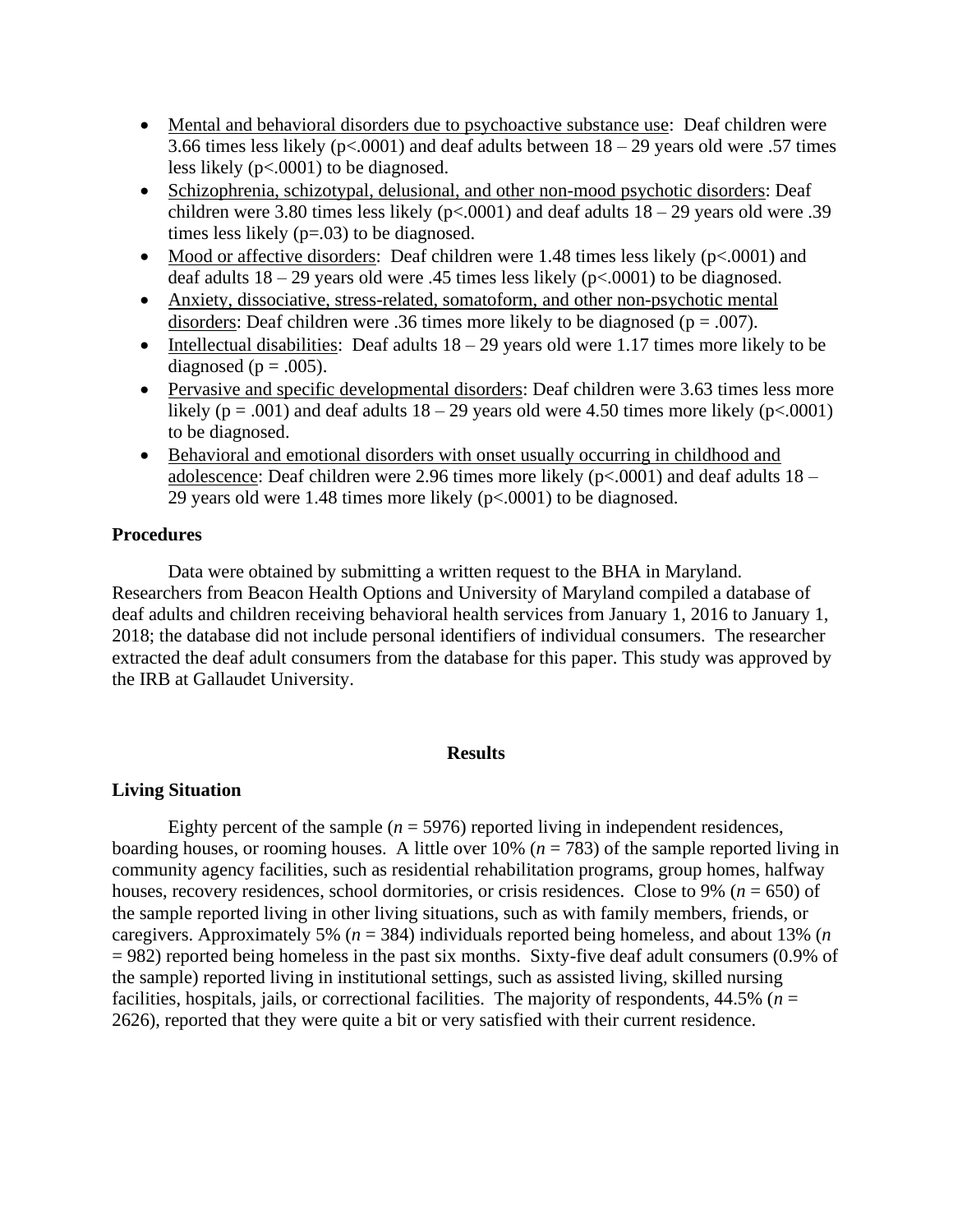- Mental and behavioral disorders due to psychoactive substance use: Deaf children were 3.66 times less likely ($p<.0001$) and deaf adults between 18 – 29 years old were .57 times less likely ($p<.0001$) to be diagnosed.
- Schizophrenia, schizotypal, delusional, and other non-mood psychotic disorders: Deaf children were 3.80 times less likely ($p<.0001$) and deaf adults 18 – 29 years old were .39 times less likely ($p=.03$) to be diagnosed.
- Mood or affective disorders: Deaf children were 1.48 times less likely ($p<.0001$) and deaf adults 18 – 29 years old were .45 times less likely ($p<.0001$) to be diagnosed.
- Anxiety, dissociative, stress-related, somatoform, and other non-psychotic mental disorders: Deaf children were .36 times more likely to be diagnosed ($p = .007$).
- Intellectual disabilities: Deaf adults 18 – 29 years old were 1.17 times more likely to be diagnosed ($p = .005$).
- Pervasive and specific developmental disorders: Deaf children were 3.63 times less more likely ($p = .001$) and deaf adults 18 – 29 years old were 4.50 times more likely ($p<.0001$) to be diagnosed.
- Behavioral and emotional disorders with onset usually occurring in childhood and adolescence: Deaf children were 2.96 times more likely ($p<.0001$) and deaf adults 18 – 29 years old were 1.48 times more likely ($p<.0001$) to be diagnosed.

### Procedures

Data were obtained by submitting a written request to the BHA in Maryland. Researchers from Beacon Health Options and University of Maryland compiled a database of deaf adults and children receiving behavioral health services from January 1, 2016 to January 1, 2018; the database did not include personal identifiers of individual consumers. The researcher extracted the deaf adult consumers from the database for this paper. This study was approved by the IRB at Gallaudet University.

## Results

### Living Situation

Eighty percent of the sample ($n$ = 5976) reported living in independent residences, boarding houses, or rooming houses. A little over 10% ($n$ = 783) of the sample reported living in community agency facilities, such as residential rehabilitation programs, group homes, halfway houses, recovery residences, school dormitories, or crisis residences. Close to 9% ($n$ = 650) of the sample reported living in other living situations, such as with family members, friends, or caregivers. Approximately 5% ($n$ = 384) individuals reported being homeless, and about 13% ($n$ = 982) reported being homeless in the past six months. Sixty-five deaf adult consumers (0.9% of the sample) reported living in institutional settings, such as assisted living, skilled nursing facilities, hospitals, jails, or correctional facilities. The majority of respondents, 44.5% ($n$ = 2626), reported that they were quite a bit or very satisfied with their current residence.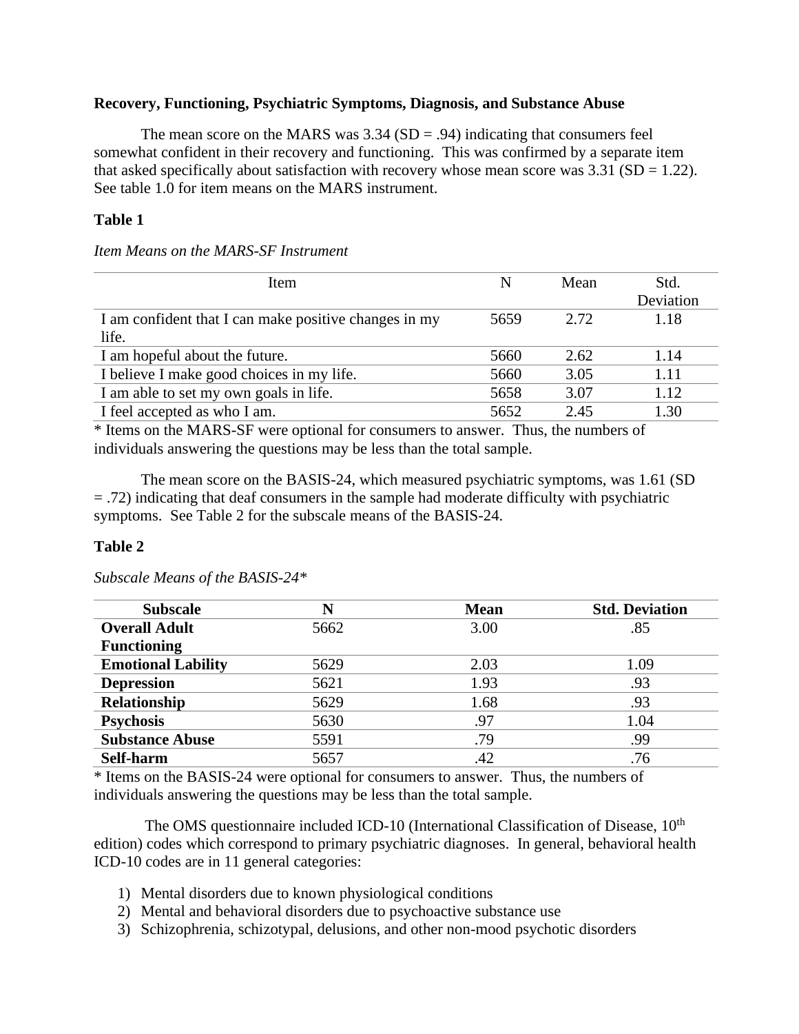**Recovery, Functioning, Psychiatric Symptoms, Diagnosis, and Substance Abuse**

The mean score on the MARS was 3.34 (SD = .94) indicating that consumers feel somewhat confident in their recovery and functioning. This was confirmed by a separate item that asked specifically about satisfaction with recovery whose mean score was 3.31 (SD = 1.22). See table 1.0 for item means on the MARS instrument.

**Table 1**

*Item Means on the MARS-SF Instrument*

| Item | N | Mean | Std. Deviation |
|---|---|---|---|
| I am confident that I can make positive changes in my life. | 5659 | 2.72 | 1.18 |
| I am hopeful about the future. | 5660 | 2.62 | 1.14 |
| I believe I make good choices in my life. | 5660 | 3.05 | 1.11 |
| I am able to set my own goals in life. | 5658 | 3.07 | 1.12 |
| I feel accepted as who I am. | 5652 | 2.45 | 1.30 |

* Items on the MARS-SF were optional for consumers to answer. Thus, the numbers of individuals answering the questions may be less than the total sample.

The mean score on the BASIS-24, which measured psychiatric symptoms, was 1.61 (SD = .72) indicating that deaf consumers in the sample had moderate difficulty with psychiatric symptoms. See Table 2 for the subscale means of the BASIS-24.

**Table 2**

*Subscale Means of the BASIS-24**

| Subscale | N | Mean | Std. Deviation |
|---|---|---|---|
| **Overall Adult Functioning** | 5662 | 3.00 | .85 |
| **Emotional Lability** | 5629 | 2.03 | 1.09 |
| **Depression** | 5621 | 1.93 | .93 |
| **Relationship** | 5629 | 1.68 | .93 |
| **Psychosis** | 5630 | .97 | 1.04 |
| **Substance Abuse** | 5591 | .79 | .99 |
| **Self-harm** | 5657 | .42 | .76 |

* Items on the BASIS-24 were optional for consumers to answer. Thus, the numbers of individuals answering the questions may be less than the total sample.

The OMS questionnaire included ICD-10 (International Classification of Disease, 10th edition) codes which correspond to primary psychiatric diagnoses. In general, behavioral health ICD-10 codes are in 11 general categories:

1) Mental disorders due to known physiological conditions
2) Mental and behavioral disorders due to psychoactive substance use
3) Schizophrenia, schizotypal, delusions, and other non-mood psychotic disorders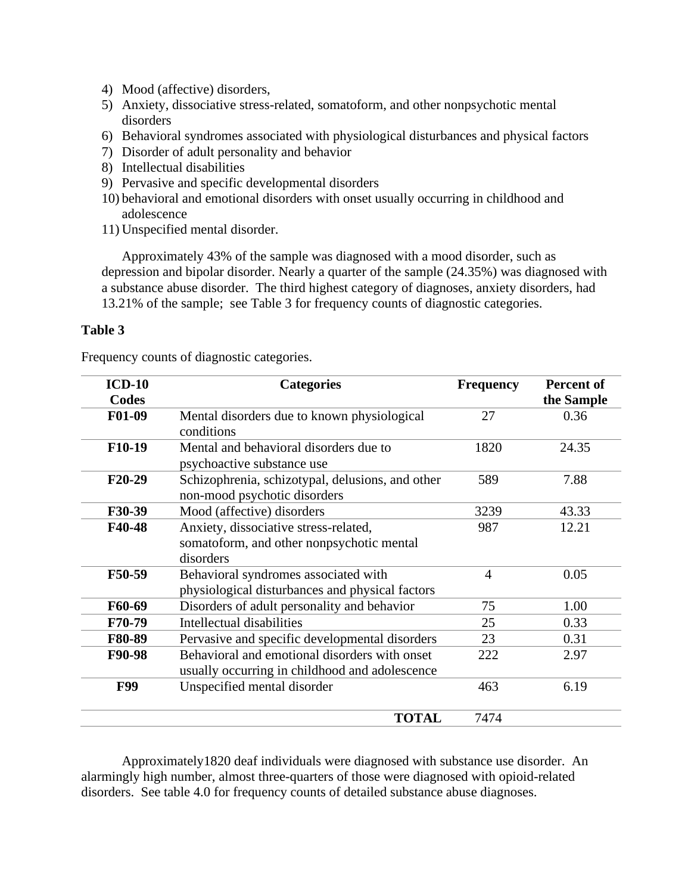4) Mood (affective) disorders,
5) Anxiety, dissociative stress-related, somatoform, and other nonpsychotic mental disorders
6) Behavioral syndromes associated with physiological disturbances and physical factors
7) Disorder of adult personality and behavior
8) Intellectual disabilities
9) Pervasive and specific developmental disorders
10) behavioral and emotional disorders with onset usually occurring in childhood and adolescence
11) Unspecified mental disorder.

Approximately 43% of the sample was diagnosed with a mood disorder, such as depression and bipolar disorder. Nearly a quarter of the sample (24.35%) was diagnosed with a substance abuse disorder. The third highest category of diagnoses, anxiety disorders, had 13.21% of the sample; see Table 3 for frequency counts of diagnostic categories.

**Table 3**

Frequency counts of diagnostic categories.

| ICD-10 Codes | Categories | Frequency | Percent of the Sample |
|---|---|---|---|
| **F01-09** | Mental disorders due to known physiological conditions | 27 | 0.36 |
| **F10-19** | Mental and behavioral disorders due to psychoactive substance use | 1820 | 24.35 |
| **F20-29** | Schizophrenia, schizotypal, delusions, and other non-mood psychotic disorders | 589 | 7.88 |
| **F30-39** | Mood (affective) disorders | 3239 | 43.33 |
| **F40-48** | Anxiety, dissociative stress-related, somatoform, and other nonpsychotic mental disorders | 987 | 12.21 |
| **F50-59** | Behavioral syndromes associated with physiological disturbances and physical factors | 4 | 0.05 |
| **F60-69** | Disorders of adult personality and behavior | 75 | 1.00 |
| **F70-79** | Intellectual disabilities | 25 | 0.33 |
| **F80-89** | Pervasive and specific developmental disorders | 23 | 0.31 |
| **F90-98** | Behavioral and emotional disorders with onset usually occurring in childhood and adolescence | 222 | 2.97 |
| **F99** | Unspecified mental disorder | 463 | 6.19 |
| | **TOTAL** | 7474 | |

Approximately1820 deaf individuals were diagnosed with substance use disorder. An alarmingly high number, almost three-quarters of those were diagnosed with opioid-related disorders. See table 4.0 for frequency counts of detailed substance abuse diagnoses.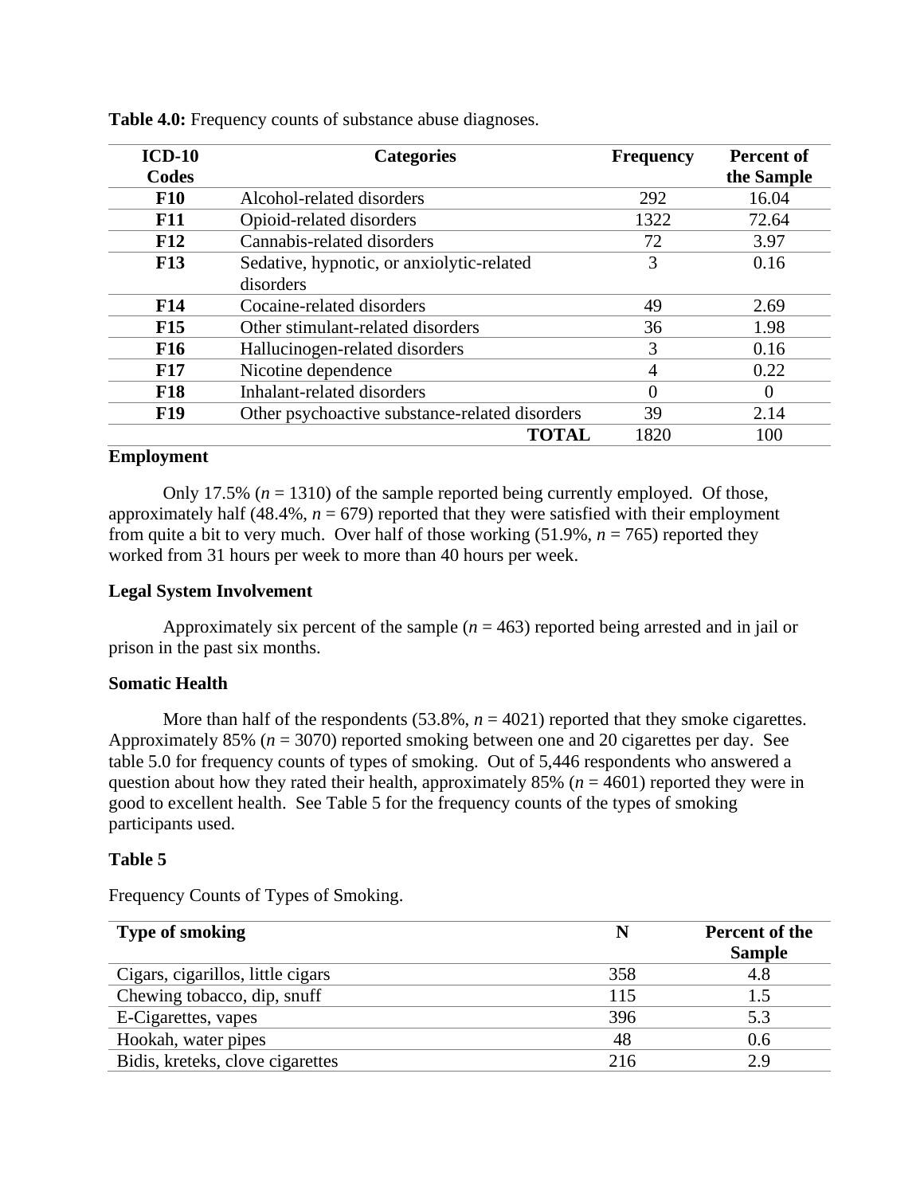**Table 4.0:** Frequency counts of substance abuse diagnoses.

| ICD-10 Codes | Categories | Frequency | Percent of the Sample |
|---|---|---|---|
| **F10** | Alcohol-related disorders | 292 | 16.04 |
| **F11** | Opioid-related disorders | 1322 | 72.64 |
| **F12** | Cannabis-related disorders | 72 | 3.97 |
| **F13** | Sedative, hypnotic, or anxiolytic-related disorders | 3 | 0.16 |
| **F14** | Cocaine-related disorders | 49 | 2.69 |
| **F15** | Other stimulant-related disorders | 36 | 1.98 |
| **F16** | Hallucinogen-related disorders | 3 | 0.16 |
| **F17** | Nicotine dependence | 4 | 0.22 |
| **F18** | Inhalant-related disorders | 0 | 0 |
| **F19** | Other psychoactive substance-related disorders | 39 | 2.14 |
| | **TOTAL** | 1820 | 100 |

**Employment**

Only 17.5% (*n* = 1310) of the sample reported being currently employed. Of those, approximately half (48.4%, *n* = 679) reported that they were satisfied with their employment from quite a bit to very much. Over half of those working (51.9%, *n* = 765) reported they worked from 31 hours per week to more than 40 hours per week.

**Legal System Involvement**

Approximately six percent of the sample (*n* = 463) reported being arrested and in jail or prison in the past six months.

**Somatic Health**

More than half of the respondents (53.8%, *n* = 4021) reported that they smoke cigarettes. Approximately 85% (*n* = 3070) reported smoking between one and 20 cigarettes per day. See table 5.0 for frequency counts of types of smoking. Out of 5,446 respondents who answered a question about how they rated their health, approximately 85% (*n* = 4601) reported they were in good to excellent health. See Table 5 for the frequency counts of the types of smoking participants used.

**Table 5**

Frequency Counts of Types of Smoking.

| Type of smoking | N | Percent of the Sample |
|---|---|---|
| Cigars, cigarillos, little cigars | 358 | 4.8 |
| Chewing tobacco, dip, snuff | 115 | 1.5 |
| E-Cigarettes, vapes | 396 | 5.3 |
| Hookah, water pipes | 48 | 0.6 |
| Bidis, kreteks, clove cigarettes | 216 | 2.9 |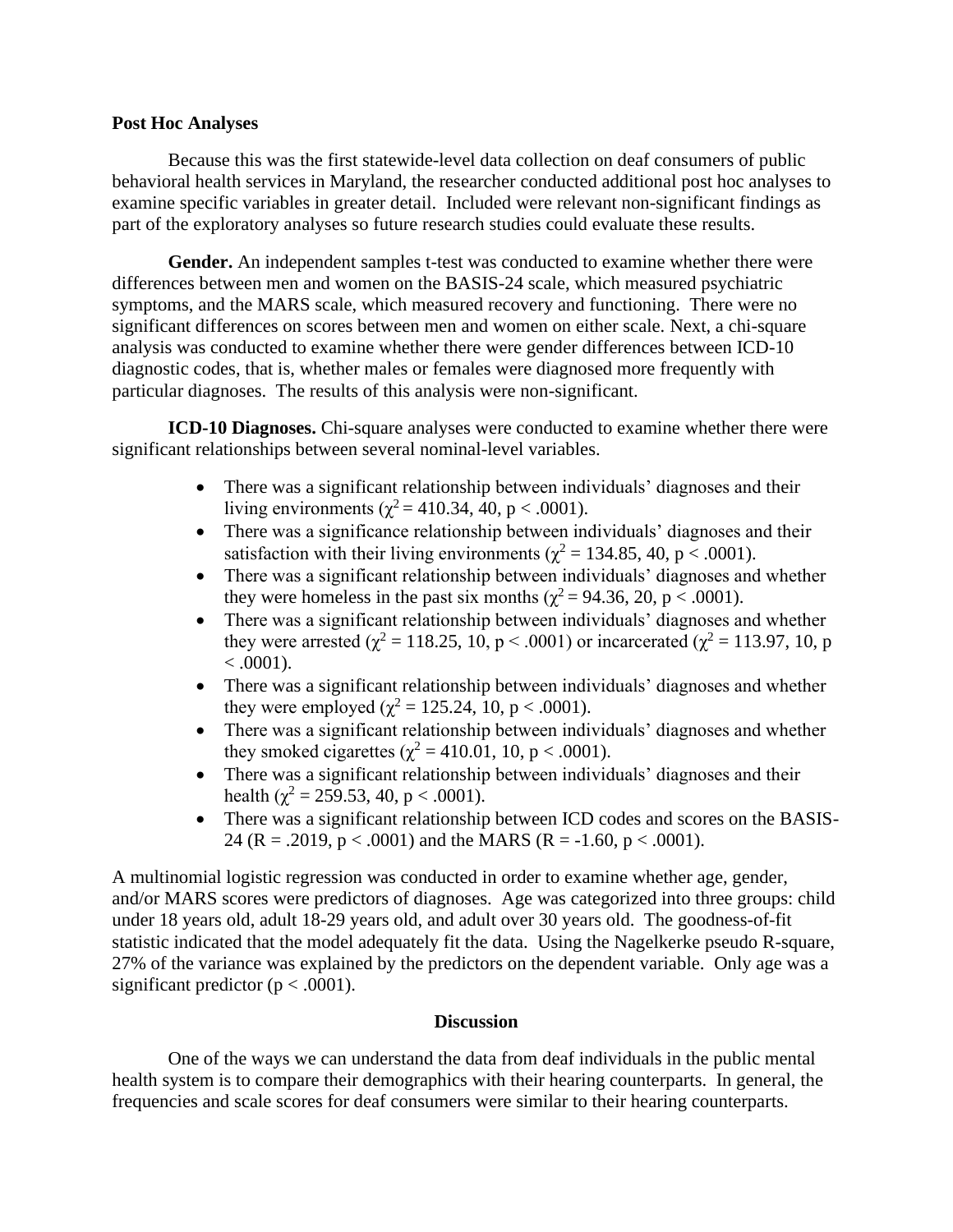**Post Hoc Analyses**

Because this was the first statewide-level data collection on deaf consumers of public behavioral health services in Maryland, the researcher conducted additional post hoc analyses to examine specific variables in greater detail. Included were relevant non-significant findings as part of the exploratory analyses so future research studies could evaluate these results.

**Gender.** An independent samples t-test was conducted to examine whether there were differences between men and women on the BASIS-24 scale, which measured psychiatric symptoms, and the MARS scale, which measured recovery and functioning. There were no significant differences on scores between men and women on either scale. Next, a chi-square analysis was conducted to examine whether there were gender differences between ICD-10 diagnostic codes, that is, whether males or females were diagnosed more frequently with particular diagnoses. The results of this analysis were non-significant.

**ICD-10 Diagnoses.** Chi-square analyses were conducted to examine whether there were significant relationships between several nominal-level variables.

- There was a significant relationship between individuals' diagnoses and their living environments ($\chi^2 = 410.34$, 40, $p < .0001$).
- There was a significance relationship between individuals' diagnoses and their satisfaction with their living environments ($\chi^2 = 134.85$, 40, $p < .0001$).
- There was a significant relationship between individuals' diagnoses and whether they were homeless in the past six months ($\chi^2 = 94.36$, 20, $p < .0001$).
- There was a significant relationship between individuals' diagnoses and whether they were arrested ($\chi^2 = 118.25$, 10, $p < .0001$) or incarcerated ($\chi^2 = 113.97$, 10, $p < .0001$).
- There was a significant relationship between individuals' diagnoses and whether they were employed ($\chi^2 = 125.24$, 10, $p < .0001$).
- There was a significant relationship between individuals' diagnoses and whether they smoked cigarettes ($\chi^2 = 410.01$, 10, $p < .0001$).
- There was a significant relationship between individuals' diagnoses and their health ($\chi^2 = 259.53$, 40, $p < .0001$).
- There was a significant relationship between ICD codes and scores on the BASIS-24 ($R = .2019$, $p < .0001$) and the MARS ($R = -1.60$, $p < .0001$).

A multinomial logistic regression was conducted in order to examine whether age, gender, and/or MARS scores were predictors of diagnoses. Age was categorized into three groups: child under 18 years old, adult 18-29 years old, and adult over 30 years old. The goodness-of-fit statistic indicated that the model adequately fit the data. Using the Nagelkerke pseudo R-square, 27% of the variance was explained by the predictors on the dependent variable. Only age was a significant predictor ($p < .0001$).

## Discussion

One of the ways we can understand the data from deaf individuals in the public mental health system is to compare their demographics with their hearing counterparts. In general, the frequencies and scale scores for deaf consumers were similar to their hearing counterparts.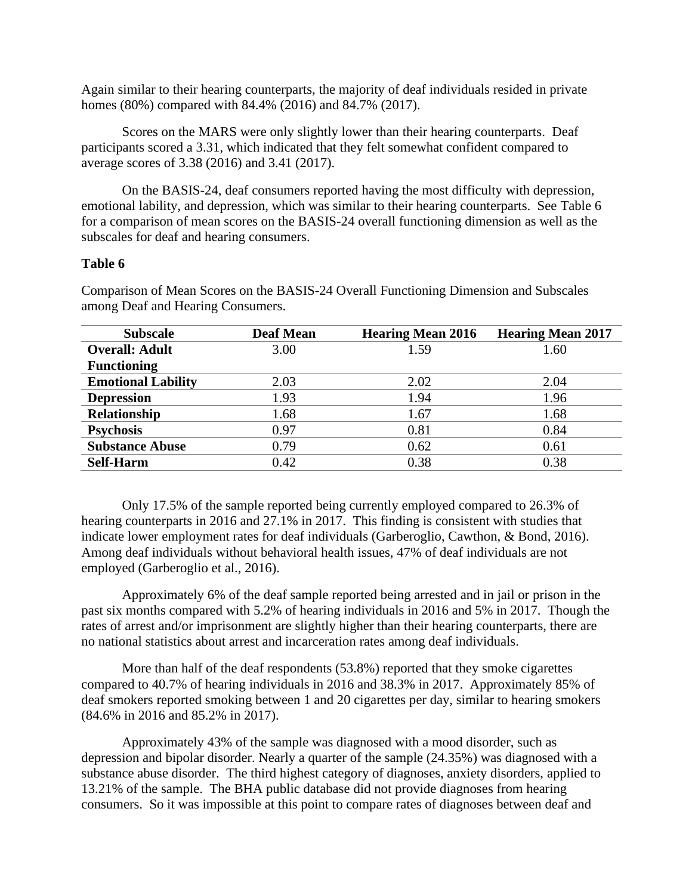Again similar to their hearing counterparts, the majority of deaf individuals resided in private homes (80%) compared with 84.4% (2016) and 84.7% (2017).

Scores on the MARS were only slightly lower than their hearing counterparts. Deaf participants scored a 3.31, which indicated that they felt somewhat confident compared to average scores of 3.38 (2016) and 3.41 (2017).

On the BASIS-24, deaf consumers reported having the most difficulty with depression, emotional lability, and depression, which was similar to their hearing counterparts. See Table 6 for a comparison of mean scores on the BASIS-24 overall functioning dimension as well as the subscales for deaf and hearing consumers.

**Table 6**

Comparison of Mean Scores on the BASIS-24 Overall Functioning Dimension and Subscales among Deaf and Hearing Consumers.

| Subscale | Deaf Mean | Hearing Mean 2016 | Hearing Mean 2017 |
|---|---|---|---|
| **Overall: Adult Functioning** | 3.00 | 1.59 | 1.60 |
| **Emotional Lability** | 2.03 | 2.02 | 2.04 |
| **Depression** | 1.93 | 1.94 | 1.96 |
| **Relationship** | 1.68 | 1.67 | 1.68 |
| **Psychosis** | 0.97 | 0.81 | 0.84 |
| **Substance Abuse** | 0.79 | 0.62 | 0.61 |
| **Self-Harm** | 0.42 | 0.38 | 0.38 |

Only 17.5% of the sample reported being currently employed compared to 26.3% of hearing counterparts in 2016 and 27.1% in 2017. This finding is consistent with studies that indicate lower employment rates for deaf individuals (Garberoglio, Cawthon, & Bond, 2016). Among deaf individuals without behavioral health issues, 47% of deaf individuals are not employed (Garberoglio et al., 2016).

Approximately 6% of the deaf sample reported being arrested and in jail or prison in the past six months compared with 5.2% of hearing individuals in 2016 and 5% in 2017. Though the rates of arrest and/or imprisonment are slightly higher than their hearing counterparts, there are no national statistics about arrest and incarceration rates among deaf individuals.

More than half of the deaf respondents (53.8%) reported that they smoke cigarettes compared to 40.7% of hearing individuals in 2016 and 38.3% in 2017. Approximately 85% of deaf smokers reported smoking between 1 and 20 cigarettes per day, similar to hearing smokers (84.6% in 2016 and 85.2% in 2017).

Approximately 43% of the sample was diagnosed with a mood disorder, such as depression and bipolar disorder. Nearly a quarter of the sample (24.35%) was diagnosed with a substance abuse disorder. The third highest category of diagnoses, anxiety disorders, applied to 13.21% of the sample. The BHA public database did not provide diagnoses from hearing consumers. So it was impossible at this point to compare rates of diagnoses between deaf and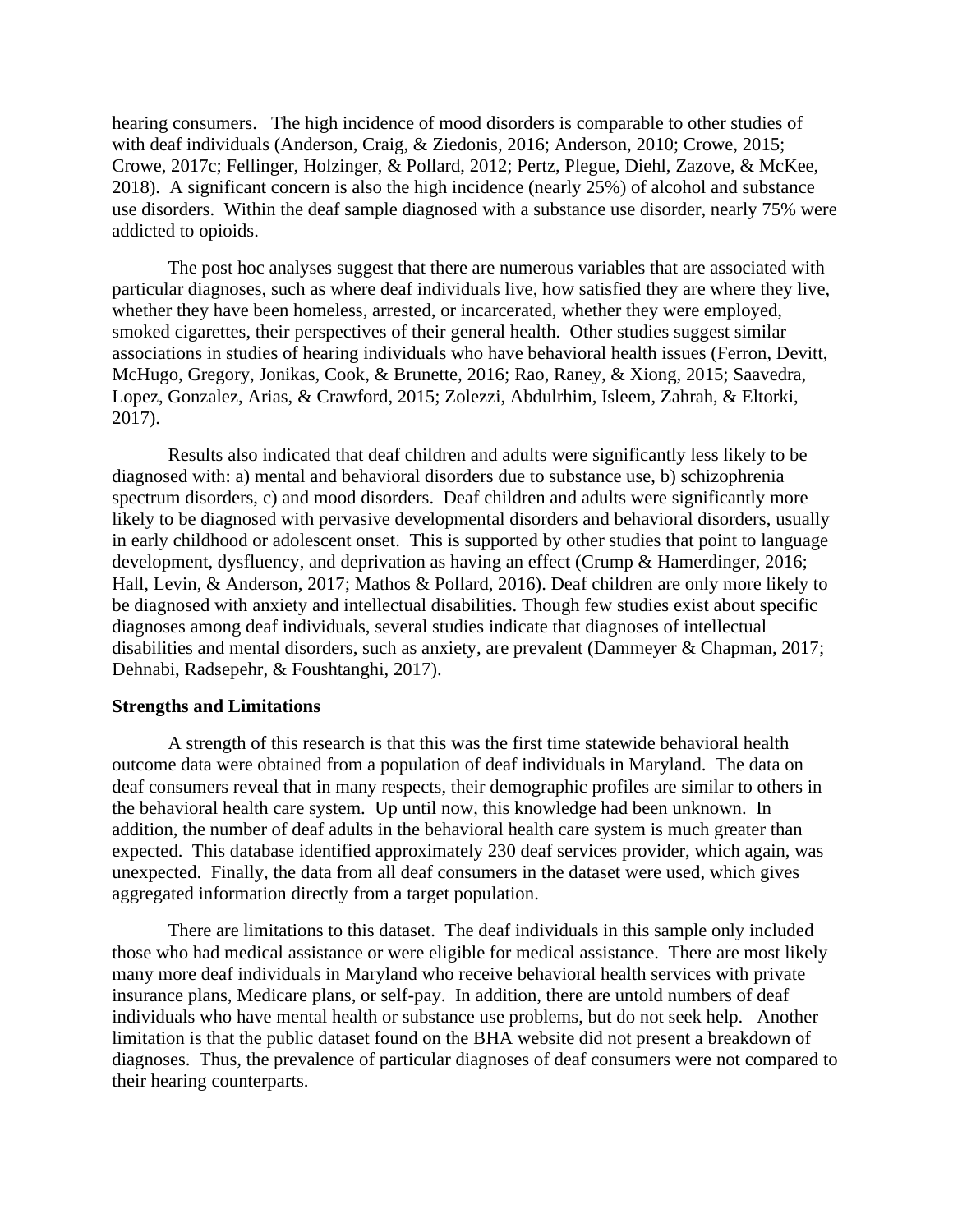hearing consumers. The high incidence of mood disorders is comparable to other studies of with deaf individuals (Anderson, Craig, & Ziedonis, 2016; Anderson, 2010; Crowe, 2015; Crowe, 2017c; Fellinger, Holzinger, & Pollard, 2012; Pertz, Plegue, Diehl, Zazove, & McKee, 2018). A significant concern is also the high incidence (nearly 25%) of alcohol and substance use disorders. Within the deaf sample diagnosed with a substance use disorder, nearly 75% were addicted to opioids.

The post hoc analyses suggest that there are numerous variables that are associated with particular diagnoses, such as where deaf individuals live, how satisfied they are where they live, whether they have been homeless, arrested, or incarcerated, whether they were employed, smoked cigarettes, their perspectives of their general health. Other studies suggest similar associations in studies of hearing individuals who have behavioral health issues (Ferron, Devitt, McHugo, Gregory, Jonikas, Cook, & Brunette, 2016; Rao, Raney, & Xiong, 2015; Saavedra, Lopez, Gonzalez, Arias, & Crawford, 2015; Zolezzi, Abdulrhim, Isleem, Zahrah, & Eltorki, 2017).

Results also indicated that deaf children and adults were significantly less likely to be diagnosed with: a) mental and behavioral disorders due to substance use, b) schizophrenia spectrum disorders, c) and mood disorders. Deaf children and adults were significantly more likely to be diagnosed with pervasive developmental disorders and behavioral disorders, usually in early childhood or adolescent onset. This is supported by other studies that point to language development, dysfluency, and deprivation as having an effect (Crump & Hamerdinger, 2016; Hall, Levin, & Anderson, 2017; Mathos & Pollard, 2016). Deaf children are only more likely to be diagnosed with anxiety and intellectual disabilities. Though few studies exist about specific diagnoses among deaf individuals, several studies indicate that diagnoses of intellectual disabilities and mental disorders, such as anxiety, are prevalent (Dammeyer & Chapman, 2017; Dehnabi, Radsepehr, & Foushtanghi, 2017).

**Strengths and Limitations**

A strength of this research is that this was the first time statewide behavioral health outcome data were obtained from a population of deaf individuals in Maryland. The data on deaf consumers reveal that in many respects, their demographic profiles are similar to others in the behavioral health care system. Up until now, this knowledge had been unknown. In addition, the number of deaf adults in the behavioral health care system is much greater than expected. This database identified approximately 230 deaf services provider, which again, was unexpected. Finally, the data from all deaf consumers in the dataset were used, which gives aggregated information directly from a target population.

There are limitations to this dataset. The deaf individuals in this sample only included those who had medical assistance or were eligible for medical assistance. There are most likely many more deaf individuals in Maryland who receive behavioral health services with private insurance plans, Medicare plans, or self-pay. In addition, there are untold numbers of deaf individuals who have mental health or substance use problems, but do not seek help. Another limitation is that the public dataset found on the BHA website did not present a breakdown of diagnoses. Thus, the prevalence of particular diagnoses of deaf consumers were not compared to their hearing counterparts.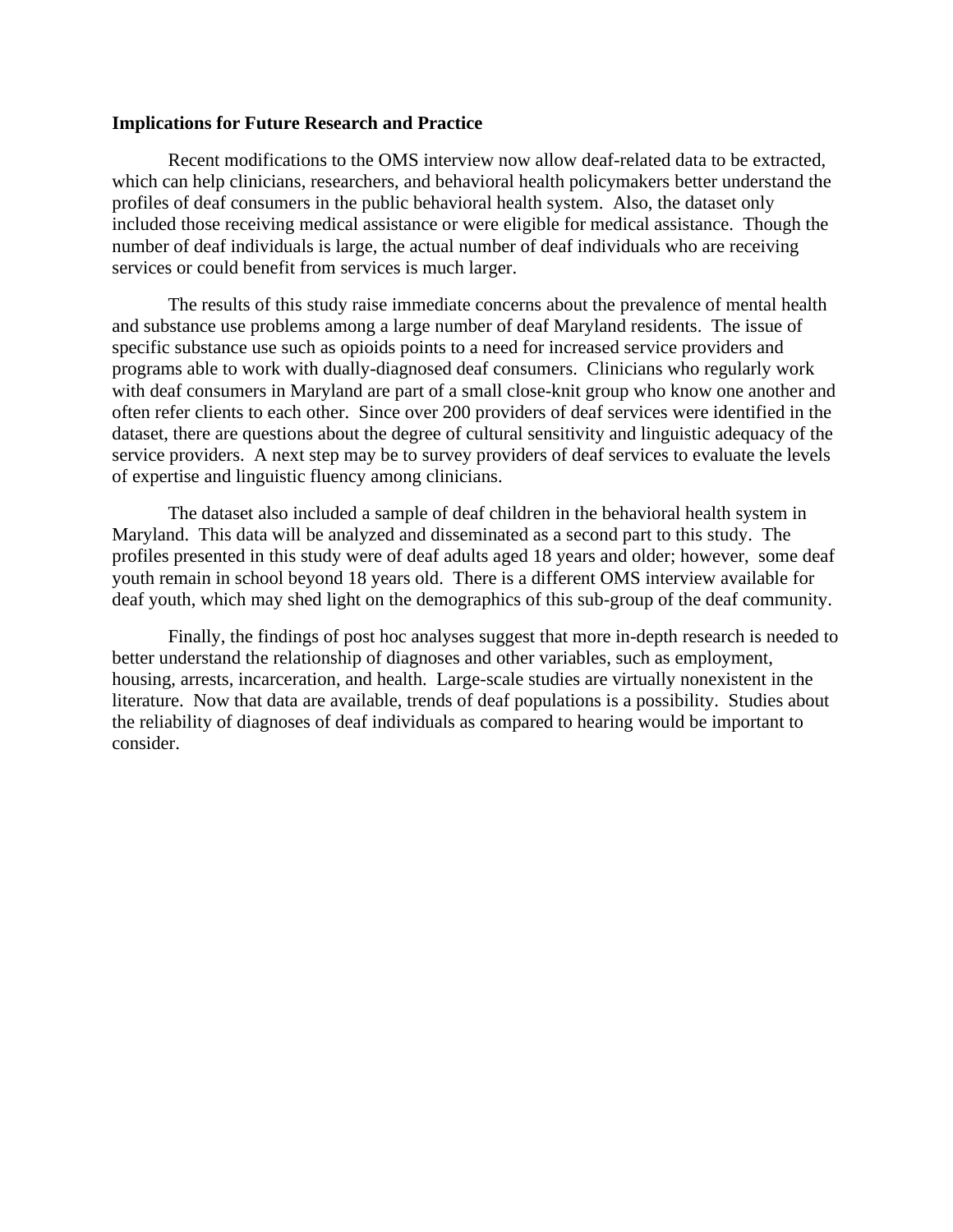**Implications for Future Research and Practice**

Recent modifications to the OMS interview now allow deaf-related data to be extracted, which can help clinicians, researchers, and behavioral health policymakers better understand the profiles of deaf consumers in the public behavioral health system. Also, the dataset only included those receiving medical assistance or were eligible for medical assistance. Though the number of deaf individuals is large, the actual number of deaf individuals who are receiving services or could benefit from services is much larger.

The results of this study raise immediate concerns about the prevalence of mental health and substance use problems among a large number of deaf Maryland residents. The issue of specific substance use such as opioids points to a need for increased service providers and programs able to work with dually-diagnosed deaf consumers. Clinicians who regularly work with deaf consumers in Maryland are part of a small close-knit group who know one another and often refer clients to each other. Since over 200 providers of deaf services were identified in the dataset, there are questions about the degree of cultural sensitivity and linguistic adequacy of the service providers. A next step may be to survey providers of deaf services to evaluate the levels of expertise and linguistic fluency among clinicians.

The dataset also included a sample of deaf children in the behavioral health system in Maryland. This data will be analyzed and disseminated as a second part to this study. The profiles presented in this study were of deaf adults aged 18 years and older; however, some deaf youth remain in school beyond 18 years old. There is a different OMS interview available for deaf youth, which may shed light on the demographics of this sub-group of the deaf community.

Finally, the findings of post hoc analyses suggest that more in-depth research is needed to better understand the relationship of diagnoses and other variables, such as employment, housing, arrests, incarceration, and health. Large-scale studies are virtually nonexistent in the literature. Now that data are available, trends of deaf populations is a possibility. Studies about the reliability of diagnoses of deaf individuals as compared to hearing would be important to consider.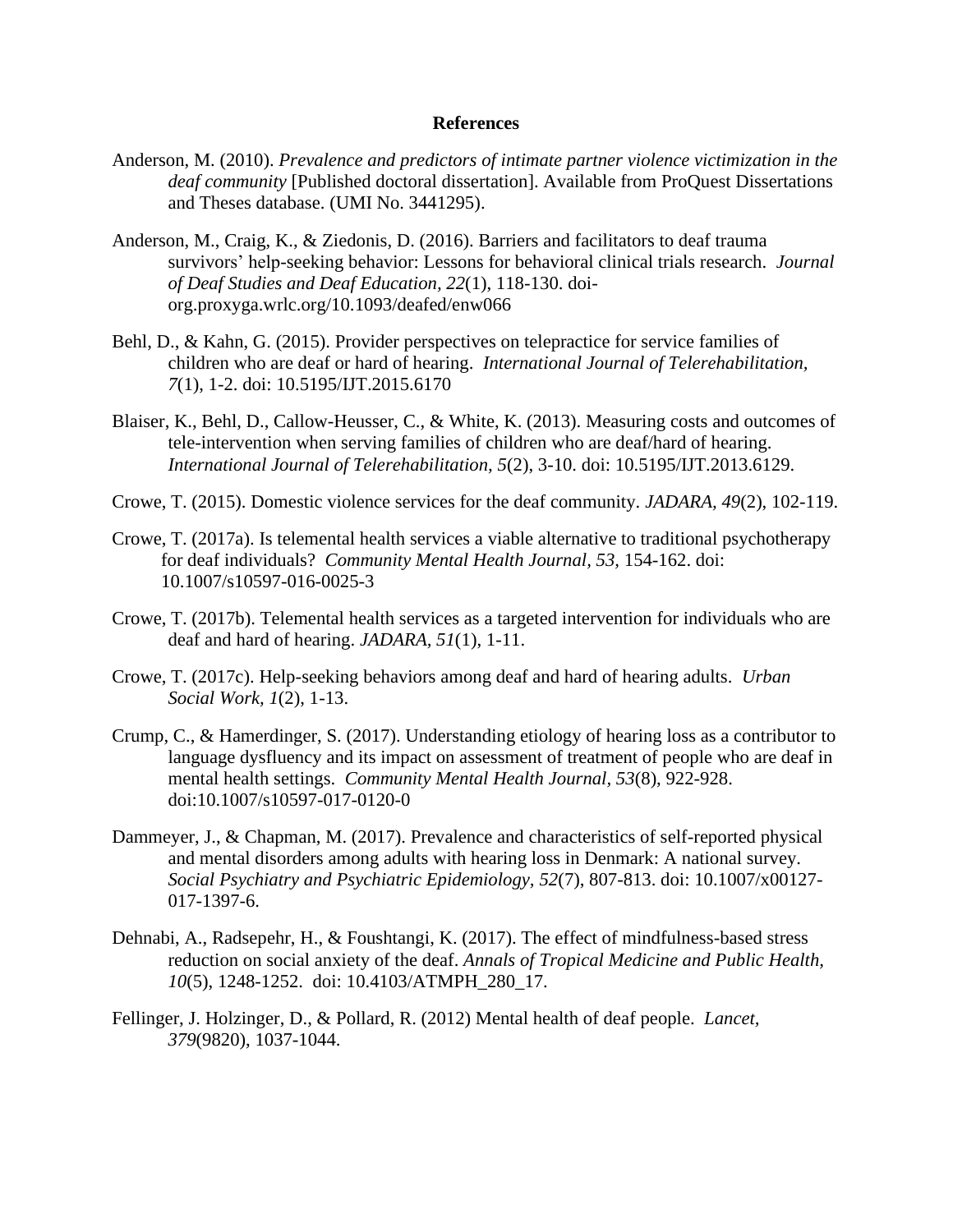# References

Anderson, M. (2010). *Prevalence and predictors of intimate partner violence victimization in the deaf community* [Published doctoral dissertation]. Available from ProQuest Dissertations and Theses database. (UMI No. 3441295).

Anderson, M., Craig, K., & Ziedonis, D. (2016). Barriers and facilitators to deaf trauma survivors' help-seeking behavior: Lessons for behavioral clinical trials research. *Journal of Deaf Studies and Deaf Education, 22*(1), 118-130. doi-org.proxyga.wrlc.org/10.1093/deafed/enw066

Behl, D., & Kahn, G. (2015). Provider perspectives on telepractice for service families of children who are deaf or hard of hearing. *International Journal of Telerehabilitation, 7*(1), 1-2. doi: 10.5195/IJT.2015.6170

Blaiser, K., Behl, D., Callow-Heusser, C., & White, K. (2013). Measuring costs and outcomes of tele-intervention when serving families of children who are deaf/hard of hearing. *International Journal of Telerehabilitation, 5*(2), 3-10. doi: 10.5195/IJT.2013.6129.

Crowe, T. (2015). Domestic violence services for the deaf community. *JADARA, 49*(2), 102-119.

Crowe, T. (2017a). Is telemental health services a viable alternative to traditional psychotherapy for deaf individuals? *Community Mental Health Journal, 53,* 154-162. doi: 10.1007/s10597-016-0025-3

Crowe, T. (2017b). Telemental health services as a targeted intervention for individuals who are deaf and hard of hearing. *JADARA, 51*(1), 1-11.

Crowe, T. (2017c). Help-seeking behaviors among deaf and hard of hearing adults. *Urban Social Work, 1*(2), 1-13.

Crump, C., & Hamerdinger, S. (2017). Understanding etiology of hearing loss as a contributor to language dysfluency and its impact on assessment of treatment of people who are deaf in mental health settings. *Community Mental Health Journal*, *53*(8), 922-928. doi:10.1007/s10597-017-0120-0

Dammeyer, J., & Chapman, M. (2017). Prevalence and characteristics of self-reported physical and mental disorders among adults with hearing loss in Denmark: A national survey. *Social Psychiatry and Psychiatric Epidemiology, 52*(7), 807-813. doi: 10.1007/x00127-017-1397-6.

Dehnabi, A., Radsepehr, H., & Foushtangi, K. (2017). The effect of mindfulness-based stress reduction on social anxiety of the deaf. *Annals of Tropical Medicine and Public Health, 10*(5), 1248-1252. doi: 10.4103/ATMPH_280_17.

Fellinger, J. Holzinger, D., & Pollard, R. (2012) Mental health of deaf people. *Lancet, 379*(9820), 1037-1044.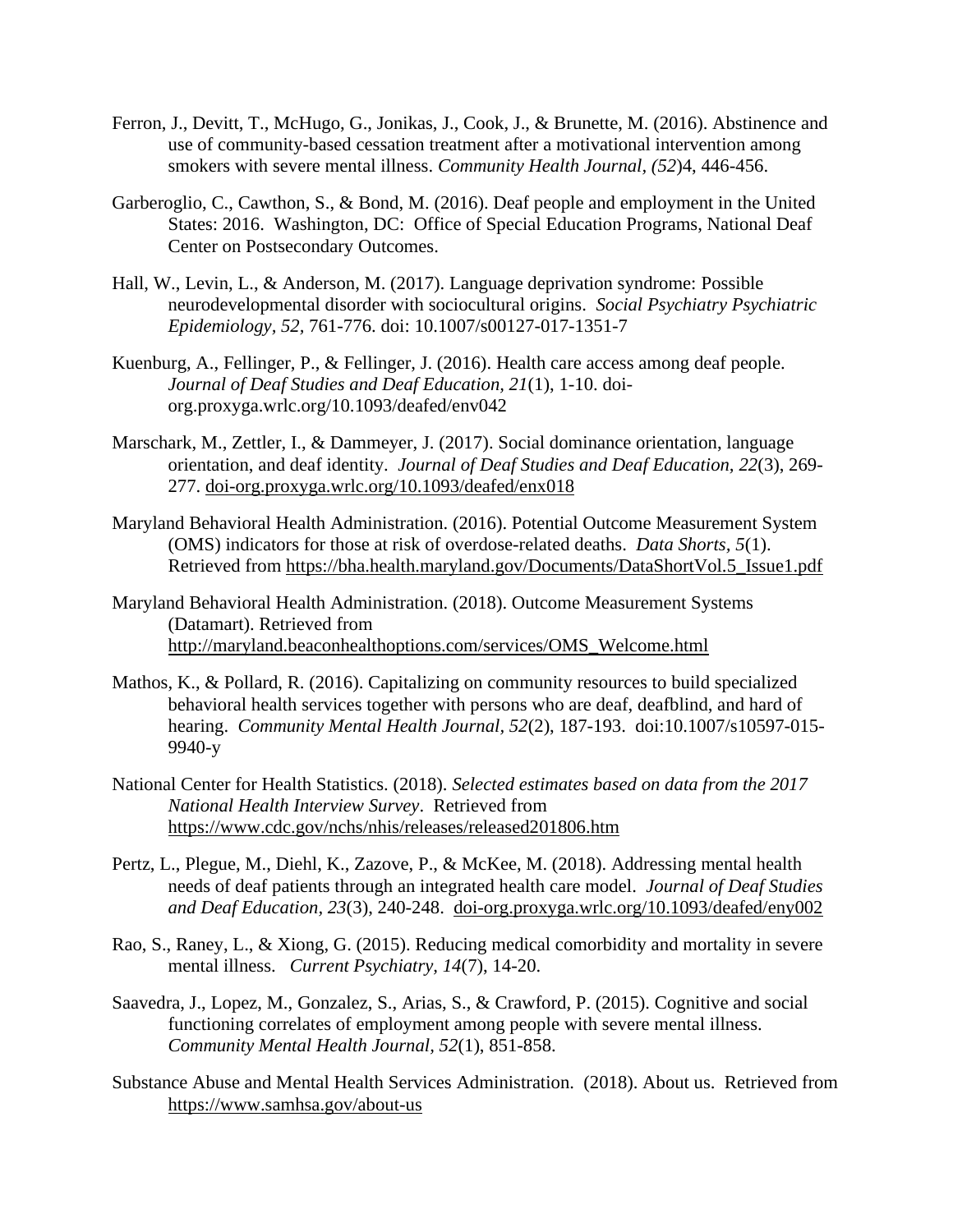Ferron, J., Devitt, T., McHugo, G., Jonikas, J., Cook, J., & Brunette, M. (2016). Abstinence and use of community-based cessation treatment after a motivational intervention among smokers with severe mental illness. *Community Health Journal, (52*)4, 446-456.

Garberoglio, C., Cawthon, S., & Bond, M. (2016). Deaf people and employment in the United States: 2016. Washington, DC: Office of Special Education Programs, National Deaf Center on Postsecondary Outcomes.

Hall, W., Levin, L., & Anderson, M. (2017). Language deprivation syndrome: Possible neurodevelopmental disorder with sociocultural origins. *Social Psychiatry Psychiatric Epidemiology, 52*, 761-776. doi: 10.1007/s00127-017-1351-7

Kuenburg, A., Fellinger, P., & Fellinger, J. (2016). Health care access among deaf people. *Journal of Deaf Studies and Deaf Education, 21*(1), 1-10. doi-org.proxyga.wrlc.org/10.1093/deafed/env042

Marschark, M., Zettler, I., & Dammeyer, J. (2017). Social dominance orientation, language orientation, and deaf identity. *Journal of Deaf Studies and Deaf Education, 22*(3), 269-277. doi-org.proxyga.wrlc.org/10.1093/deafed/enx018

Maryland Behavioral Health Administration. (2016). Potential Outcome Measurement System (OMS) indicators for those at risk of overdose-related deaths. *Data Shorts, 5*(1). Retrieved from https://bha.health.maryland.gov/Documents/DataShortVol.5_Issue1.pdf

Maryland Behavioral Health Administration. (2018). Outcome Measurement Systems (Datamart). Retrieved from http://maryland.beaconhealthoptions.com/services/OMS_Welcome.html

Mathos, K., & Pollard, R. (2016). Capitalizing on community resources to build specialized behavioral health services together with persons who are deaf, deafblind, and hard of hearing. *Community Mental Health Journal, 52*(2), 187-193. doi:10.1007/s10597-015-9940-y

National Center for Health Statistics. (2018). *Selected estimates based on data from the 2017 National Health Interview Survey*. Retrieved from https://www.cdc.gov/nchs/nhis/releases/released201806.htm

Pertz, L., Plegue, M., Diehl, K., Zazove, P., & McKee, M. (2018). Addressing mental health needs of deaf patients through an integrated health care model. *Journal of Deaf Studies and Deaf Education, 23*(3), 240-248. doi-org.proxyga.wrlc.org/10.1093/deafed/eny002

Rao, S., Raney, L., & Xiong, G. (2015). Reducing medical comorbidity and mortality in severe mental illness. *Current Psychiatry, 14*(7), 14-20.

Saavedra, J., Lopez, M., Gonzalez, S., Arias, S., & Crawford, P. (2015). Cognitive and social functioning correlates of employment among people with severe mental illness. *Community Mental Health Journal, 52*(1), 851-858.

Substance Abuse and Mental Health Services Administration. (2018). About us. Retrieved from https://www.samhsa.gov/about-us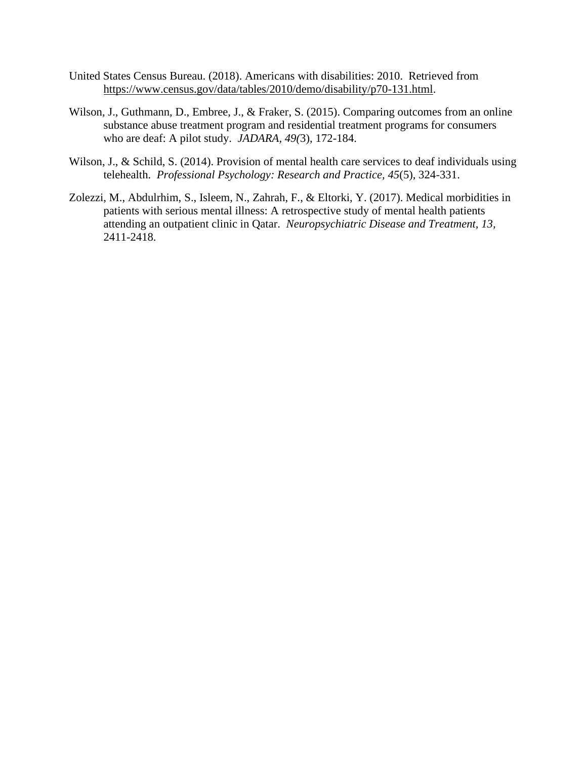United States Census Bureau. (2018). Americans with disabilities: 2010. Retrieved from https://www.census.gov/data/tables/2010/demo/disability/p70-131.html.

Wilson, J., Guthmann, D., Embree, J., & Fraker, S. (2015). Comparing outcomes from an online substance abuse treatment program and residential treatment programs for consumers who are deaf: A pilot study. *JADARA, 49(*3), 172-184.

Wilson, J., & Schild, S. (2014). Provision of mental health care services to deaf individuals using telehealth. *Professional Psychology: Research and Practice, 45*(5), 324-331.

Zolezzi, M., Abdulrhim, S., Isleem, N., Zahrah, F., & Eltorki, Y. (2017). Medical morbidities in patients with serious mental illness: A retrospective study of mental health patients attending an outpatient clinic in Qatar. *Neuropsychiatric Disease and Treatment, 13,* 2411-2418.